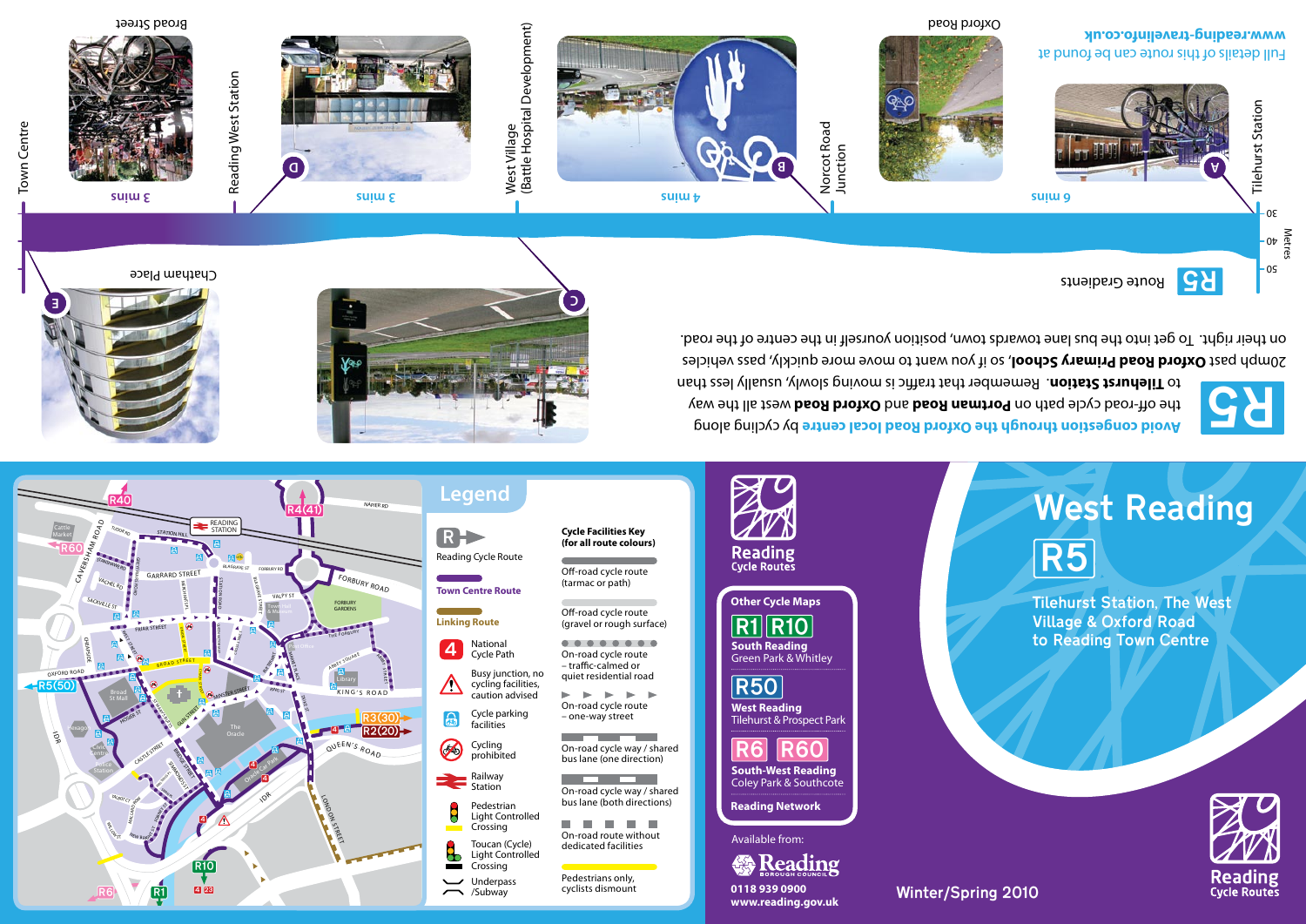# West Reading

## R5

Tilehurst Station, The West Village & Oxford Road to Reading Town Centre

Winter/Spring 2010

Reading Cycle Routes

## Other Cycle Maps

**R1 R10** South Reading – Green Park & Whitley

**R50** West Reading – Tilehurst & Prospect Park

**R6 R60** South-West Reading – Coley Park & Southcote

**Reading Network**

Available from:

Reading Borough Council

0118 939 0900

www.reading.gov.uk

## Legend

- Reading Cycle Route
- Town Centre Route
- Linking Route
- National Cycle Path
- Busy junction, no cycling facilities, caution advised
- Cycle parking facilities
- Cycling prohibited
- Railway Station
- Pedestrian Light Controlled Crossing
- Toucan (Cycle) Light Controlled Crossing
- Underpass /Subway

**Cycle Facilities Key (for all route colours)**

- Off-road cycle route (tarmac or path)
- Off-road cycle route (gravel or rough surface)
- On-road cycle route – traffic-calmed or quiet residential road
- On-road cycle route – one-way street
- On-road cycle way / shared bus lane (one direction)
- On-road cycle way / shared bus lane (both directions)
- On-road route without dedicated facilities
- Pedestrians only, cyclists dismount

## R5

**Avoid congestion through the Oxford Road local centre** by cycling along the off-road cycle path on **Portman Road** and **Oxford Road** west all the way to **Tilehurst Station**. Remember that traffic is moving slowly, usually less than 20mph past **Oxford Road Primary School**, so if you want to move more quickly, pass vehicles on their right. To get into the bus lane towards town, position yourself in the centre of the road.

**R5** Route Gradients

Metres: 30, 40, 50

Tilehurst Station (A) – 6 mins – Norcot Road Junction (B) – 4 mins – West Village (Battle Hospital Development) (C) – 3 mins – Reading West Station (D) – 3 mins – Town Centre (E)

A: Tilehurst Station

B: Oxford Road

D: Broad Street

E: Chatham Place

Full details of this route can be found at **www.reading-travelinfo.co.uk**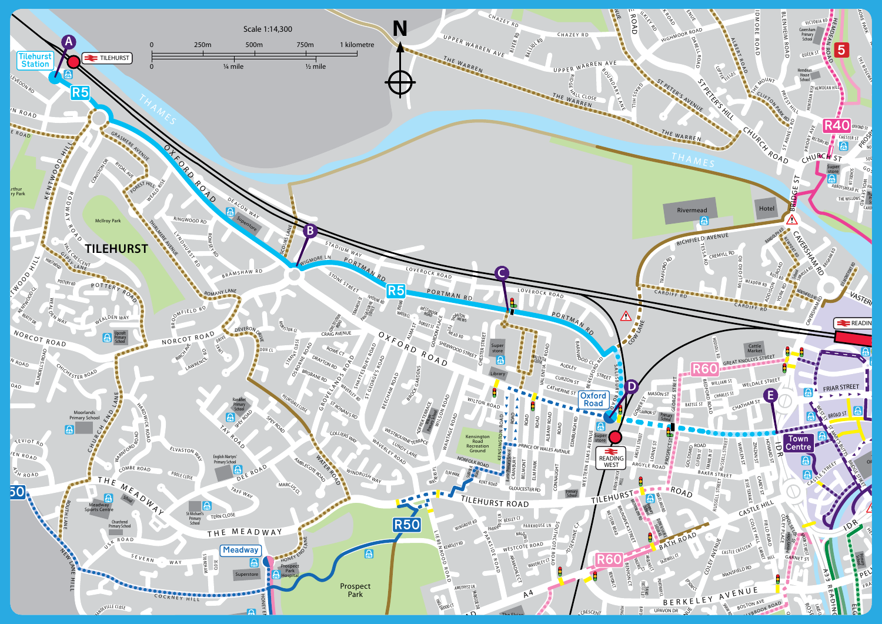Scale 1:14,300

0 250m 500m 750m 1 kilometre

0 ¼ mile ½ mile

N

Tilehurst Station

TILEHURST

R5

R40

R50

R60

5

A

B

C

D

E

THAMES

TILEHURST

Oxford Road

READING WEST

Meadway

Town Centre

Prospect Park

Rivermead

Hotel

McIlroy Park

Kensington Road Recreation Ground

Superstore

Super store

Library

Cattle Market

Prospect Park Hospital

OXFORD ROAD

PORTMAN RD

TILEHURST ROAD

THE MEADWAY

NORCOT ROAD

POTTERY ROAD

CHURCH ROAD

RICHFIELD AVENUE

CAVERSHAM RD

BRIDGE ST

CHURCH ST

ST PETER'S HILL

THE WARREN

UPPER WARREN AVE

BATH ROAD

BERKELEY AVENUE

CASTLE HILL

IDR

A4

A33 READING

FRIAR STREET

COCKNEY HILL

NEW LANE HILL

KENTWOOD HILL

CHURCH END LANE

WATER ROAD

COW LANE

STADIUM WAY

WIGMORE LN

LOVEROCK ROAD

CARDIFF RD

GREAT KNOLLYS STREET

ARGYLE ROAD

BAKER STREET

PRINCE OF WALES AVENUE

SOUTHCOTE ROAD